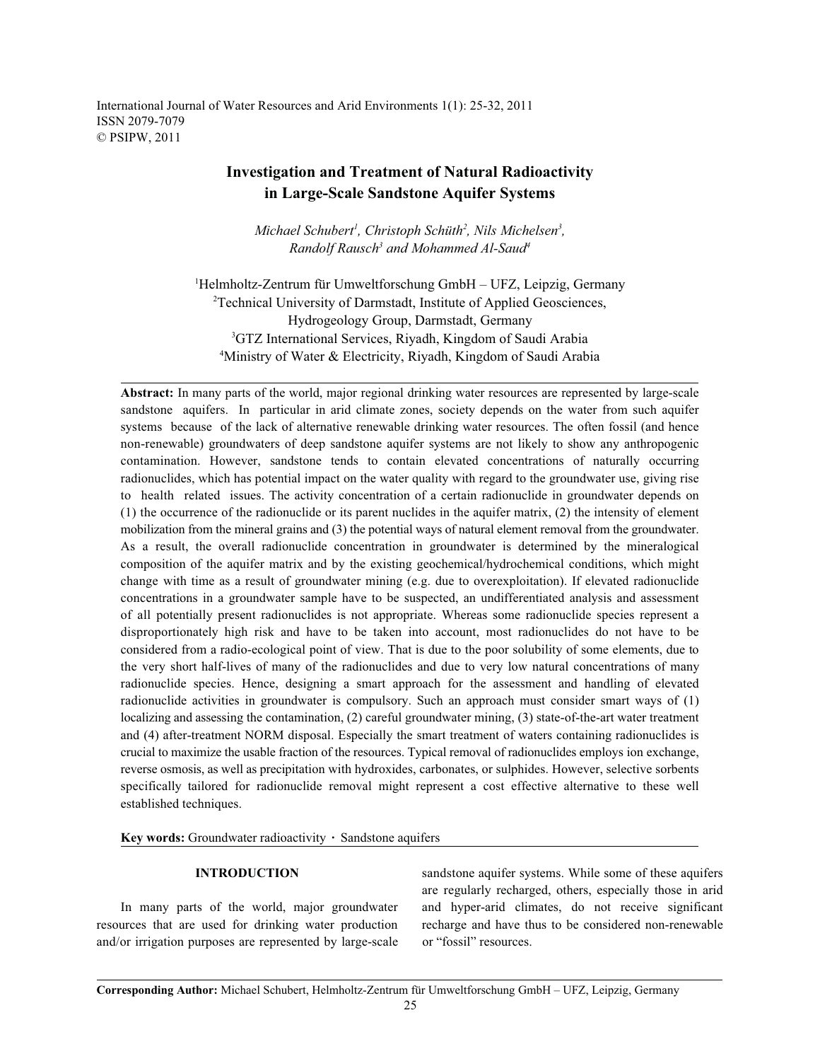International Journal of Water Resources and Arid Environments 1(1): 25-32, 2011
ISSN 2079-7079
© PSIPW, 2011

# Investigation and Treatment of Natural Radioactivity in Large-Scale Sandstone Aquifer Systems

*Michael Schubert[1], Christoph Schüth[2], Nils Michelsen[3], Randolf Rausch[3] and Mohammed Al-Saud[4]*

[1]Helmholtz-Zentrum für Umweltforschung GmbH – UFZ, Leipzig, Germany
[2]Technical University of Darmstadt, Institute of Applied Geosciences, Hydrogeology Group, Darmstadt, Germany
[3]GTZ International Services, Riyadh, Kingdom of Saudi Arabia
[4]Ministry of Water & Electricity, Riyadh, Kingdom of Saudi Arabia

**Abstract:** In many parts of the world, major regional drinking water resources are represented by large-scale sandstone aquifers. In particular in arid climate zones, society depends on the water from such aquifer systems because of the lack of alternative renewable drinking water resources. The often fossil (and hence non-renewable) groundwaters of deep sandstone aquifer systems are not likely to show any anthropogenic contamination. However, sandstone tends to contain elevated concentrations of naturally occurring radionuclides, which has potential impact on the water quality with regard to the groundwater use, giving rise to health related issues. The activity concentration of a certain radionuclide in groundwater depends on (1) the occurrence of the radionuclide or its parent nuclides in the aquifer matrix, (2) the intensity of element mobilization from the mineral grains and (3) the potential ways of natural element removal from the groundwater. As a result, the overall radionuclide concentration in groundwater is determined by the mineralogical composition of the aquifer matrix and by the existing geochemical/hydrochemical conditions, which might change with time as a result of groundwater mining (e.g. due to overexploitation). If elevated radionuclide concentrations in a groundwater sample have to be suspected, an undifferentiated analysis and assessment of all potentially present radionuclides is not appropriate. Whereas some radionuclide species represent a disproportionately high risk and have to be taken into account, most radionuclides do not have to be considered from a radio-ecological point of view. That is due to the poor solubility of some elements, due to the very short half-lives of many of the radionuclides and due to very low natural concentrations of many radionuclide species. Hence, designing a smart approach for the assessment and handling of elevated radionuclide activities in groundwater is compulsory. Such an approach must consider smart ways of (1) localizing and assessing the contamination, (2) careful groundwater mining, (3) state-of-the-art water treatment and (4) after-treatment NORM disposal. Especially the smart treatment of waters containing radionuclides is crucial to maximize the usable fraction of the resources. Typical removal of radionuclides employs ion exchange, reverse osmosis, as well as precipitation with hydroxides, carbonates, or sulphides. However, selective sorbents specifically tailored for radionuclide removal might represent a cost effective alternative to these well established techniques.

**Key words:** Groundwater radioactivity · Sandstone aquifers

## INTRODUCTION

In many parts of the world, major groundwater resources that are used for drinking water production and/or irrigation purposes are represented by large-scale sandstone aquifer systems. While some of these aquifers are regularly recharged, others, especially those in arid and hyper-arid climates, do not receive significant recharge and have thus to be considered non-renewable or "fossil" resources.

**Corresponding Author:** Michael Schubert, Helmholtz-Zentrum für Umweltforschung GmbH – UFZ, Leipzig, Germany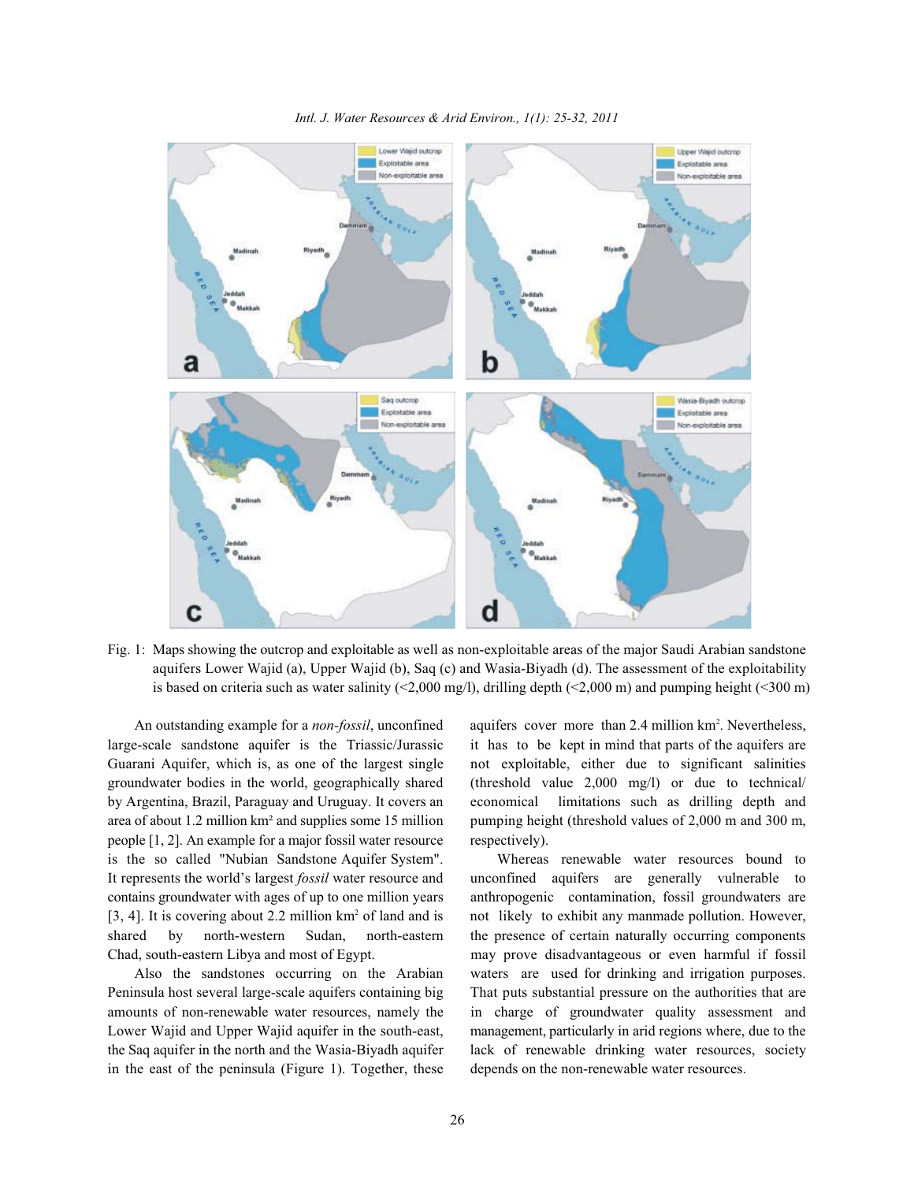Fig. 1: Maps showing the outcrop and exploitable as well as non-exploitable areas of the major Saudi Arabian sandstone aquifers Lower Wajid (a), Upper Wajid (b), Saq (c) and Wasia-Biyadh (d). The assessment of the exploitability is based on criteria such as water salinity (<2,000 mg/l), drilling depth (<2,000 m) and pumping height (<300 m)

An outstanding example for a *non-fossil*, unconfined large-scale sandstone aquifer is the Triassic/Jurassic Guarani Aquifer, which is, as one of the largest single groundwater bodies in the world, geographically shared by Argentina, Brazil, Paraguay and Uruguay. It covers an area of about 1.2 million km² and supplies some 15 million people [1, 2]. An example for a major fossil water resource is the so called "Nubian Sandstone Aquifer System". It represents the world's largest *fossil* water resource and contains groundwater with ages of up to one million years [3, 4]. It is covering about 2.2 million km² of land and is shared by north-western Sudan, north-eastern Chad, south-eastern Libya and most of Egypt.

Also the sandstones occurring on the Arabian Peninsula host several large-scale aquifers containing big amounts of non-renewable water resources, namely the Lower Wajid and Upper Wajid aquifer in the south-east, the Saq aquifer in the north and the Wasia-Biyadh aquifer in the east of the peninsula (Figure 1). Together, these aquifers cover more than 2.4 million km². Nevertheless, it has to be kept in mind that parts of the aquifers are not exploitable, either due to significant salinities (threshold value 2,000 mg/l) or due to technical/economical limitations such as drilling depth and pumping height (threshold values of 2,000 m and 300 m, respectively).

Whereas renewable water resources bound to unconfined aquifers are generally vulnerable to anthropogenic contamination, fossil groundwaters are not likely to exhibit any manmade pollution. However, the presence of certain naturally occurring components may prove disadvantageous or even harmful if fossil waters are used for drinking and irrigation purposes. That puts substantial pressure on the authorities that are in charge of groundwater quality assessment and management, particularly in arid regions where, due to the lack of renewable drinking water resources, society depends on the non-renewable water resources.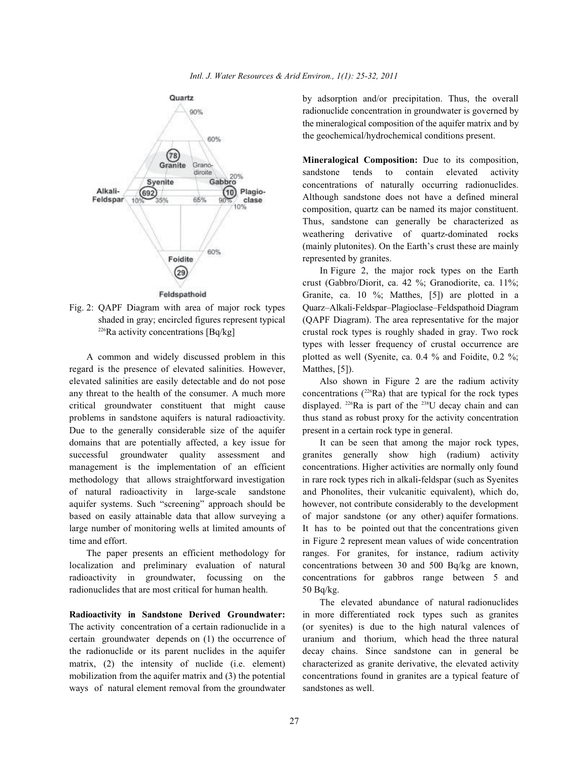Fig. 2: QAPF Diagram with area of major rock types shaded in gray; encircled figures represent typical $^{226}Ra$ activity concentrations [Bq/kg]

A common and widely discussed problem in this regard is the presence of elevated salinities. However, elevated salinities are easily detectable and do not pose any threat to the health of the consumer. A much more critical groundwater constituent that might cause problems in sandstone aquifers is natural radioactivity. Due to the generally considerable size of the aquifer domains that are potentially affected, a key issue for successful groundwater quality assessment and management is the implementation of an efficient methodology that allows straightforward investigation of natural radioactivity in large-scale sandstone aquifer systems. Such "screening" approach should be based on easily attainable data that allow surveying a large number of monitoring wells at limited amounts of time and effort.

The paper presents an efficient methodology for localization and preliminary evaluation of natural radioactivity in groundwater, focussing on the radionuclides that are most critical for human health.

**Radioactivity in Sandstone Derived Groundwater:** The activity concentration of a certain radionuclide in a certain groundwater depends on (1) the occurrence of the radionuclide or its parent nuclides in the aquifer matrix, (2) the intensity of nuclide (i.e. element) mobilization from the aquifer matrix and (3) the potential ways of natural element removal from the groundwater by adsorption and/or precipitation. Thus, the overall radionuclide concentration in groundwater is governed by the mineralogical composition of the aquifer matrix and by the geochemical/hydrochemical conditions present.

**Mineralogical Composition:** Due to its composition, sandstone tends to contain elevated activity concentrations of naturally occurring radionuclides. Although sandstone does not have a defined mineral composition, quartz can be named its major constituent. Thus, sandstone can generally be characterized as weathering derivative of quartz-dominated rocks (mainly plutonites). On the Earth's crust these are mainly represented by granites.

In Figure 2, the major rock types on the Earth crust (Gabbro/Diorit, ca. 42 %; Granodiorite, ca. 11%; Granite, ca. 10 %; Matthes, [5]) are plotted in a Quarz–Alkali-Feldspar–Plagioclase–Feldspathoid Diagram (QAPF Diagram). The area representative for the major crustal rock types is roughly shaded in gray. Two rock types with lesser frequency of crustal occurrence are plotted as well (Syenite, ca. 0.4 % and Foidite, 0.2 %; Matthes, [5]).

Also shown in Figure 2 are the radium activity concentrations ($^{226}Ra$) that are typical for the rock types displayed. $^{226}Ra$ is part of the $^{238}U$ decay chain and can thus stand as robust proxy for the activity concentration present in a certain rock type in general.

It can be seen that among the major rock types, granites generally show high (radium) activity concentrations. Higher activities are normally only found in rare rock types rich in alkali-feldspar (such as Syenites and Phonolites, their vulcanitic equivalent), which do, however, not contribute considerably to the development of major sandstone (or any other) aquifer formations. It has to be pointed out that the concentrations given in Figure 2 represent mean values of wide concentration ranges. For granites, for instance, radium activity concentrations between 30 and 500 Bq/kg are known, concentrations for gabbros range between 5 and 50 Bq/kg.

The elevated abundance of natural radionuclides in more differentiated rock types such as granites (or syenites) is due to the high natural valences of uranium and thorium, which head the three natural decay chains. Since sandstone can in general be characterized as granite derivative, the elevated activity concentrations found in granites are a typical feature of sandstones as well.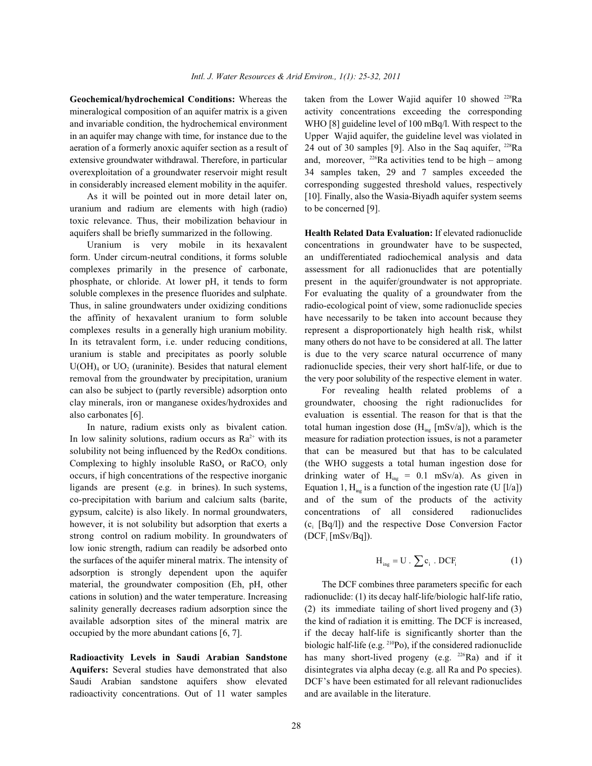**Geochemical/hydrochemical Conditions:** Whereas the mineralogical composition of an aquifer matrix is a given and invariable condition, the hydrochemical environment in an aquifer may change with time, for instance due to the aeration of a formerly anoxic aquifer section as a result of extensive groundwater withdrawal. Therefore, in particular overexploitation of a groundwater reservoir might result in considerably increased element mobility in the aquifer.

As it will be pointed out in more detail later on, uranium and radium are elements with high (radio) toxic relevance. Thus, their mobilization behaviour in aquifers shall be briefly summarized in the following.

Uranium is very mobile in its hexavalent form. Under circum-neutral conditions, it forms soluble complexes primarily in the presence of carbonate, phosphate, or chloride. At lower pH, it tends to form soluble complexes in the presence fluorides and sulphate. Thus, in saline groundwaters under oxidizing conditions the affinity of hexavalent uranium to form soluble complexes results in a generally high uranium mobility. In its tetravalent form, i.e. under reducing conditions, uranium is stable and precipitates as poorly soluble $U(OH)_4$ or $UO_2$ (uraninite). Besides that natural element removal from the groundwater by precipitation, uranium can also be subject to (partly reversible) adsorption onto clay minerals, iron or manganese oxides/hydroxides and also carbonates [6].

In nature, radium exists only as bivalent cation. In low salinity solutions, radium occurs as $Ra^{2+}$ with its solubility not being influenced by the RedOx conditions. Complexing to highly insoluble $RaSO_4$ or $RaCO_3$ only occurs, if high concentrations of the respective inorganic ligands are present (e.g. in brines). In such systems, co-precipitation with barium and calcium salts (barite, gypsum, calcite) is also likely. In normal groundwaters, however, it is not solubility but adsorption that exerts a strong control on radium mobility. In groundwaters of low ionic strength, radium can readily be adsorbed onto the surfaces of the aquifer mineral matrix. The intensity of adsorption is strongly dependent upon the aquifer material, the groundwater composition (Eh, pH, other cations in solution) and the water temperature. Increasing salinity generally decreases radium adsorption since the available adsorption sites of the mineral matrix are occupied by the more abundant cations [6, 7].

**Radioactivity Levels in Saudi Arabian Sandstone Aquifers:** Several studies have demonstrated that also Saudi Arabian sandstone aquifers show elevated radioactivity concentrations. Out of 11 water samples taken from the Lower Wajid aquifer 10 showed $^{228}Ra$ activity concentrations exceeding the corresponding WHO [8] guideline level of 100 mBq/l. With respect to the Upper Wajid aquifer, the guideline level was violated in 24 out of 30 samples [9]. Also in the Saq aquifer, $^{228}Ra$ and, moreover, $^{226}Ra$ activities tend to be high – among 34 samples taken, 29 and 7 samples exceeded the corresponding suggested threshold values, respectively [10]. Finally, also the Wasia-Biyadh aquifer system seems to be concerned [9].

**Health Related Data Evaluation:** If elevated radionuclide concentrations in groundwater have to be suspected, an undifferentiated radiochemical analysis and data assessment for all radionuclides that are potentially present in the aquifer/groundwater is not appropriate. For evaluating the quality of a groundwater from the radio-ecological point of view, some radionuclide species have necessarily to be taken into account because they represent a disproportionately high health risk, whilst many others do not have to be considered at all. The latter is due to the very scarce natural occurrence of many radionuclide species, their very short half-life, or due to the very poor solubility of the respective element in water.

For revealing health related problems of a groundwater, choosing the right radionuclides for evaluation is essential. The reason for that is that the total human ingestion dose ($H_{ing}$ [mSv/a]), which is the measure for radiation protection issues, is not a parameter that can be measured but that has to be calculated (the WHO suggests a total human ingestion dose for drinking water of $H_{ing} = 0.1$ mSv/a). As given in Equation 1, $H_{ing}$ is a function of the ingestion rate (U [l/a]) and of the sum of the products of the activity concentrations of all considered radionuclides ($c_i$ [Bq/l]) and the respective Dose Conversion Factor ($DCF_i$ [mSv/Bq]).

$$H_{ing} = U \cdot \sum c_i \cdot DCF_i \tag{1}$$

The DCF combines three parameters specific for each radionuclide: (1) its decay half-life/biologic half-life ratio, (2) its immediate tailing of short lived progeny and (3) the kind of radiation it is emitting. The DCF is increased, if the decay half-life is significantly shorter than the biologic half-life (e.g. $^{210}Po$), if the considered radionuclide has many short-lived progeny (e.g. $^{226}Ra$) and if it disintegrates via alpha decay (e.g. all Ra and Po species). DCF's have been estimated for all relevant radionuclides and are available in the literature.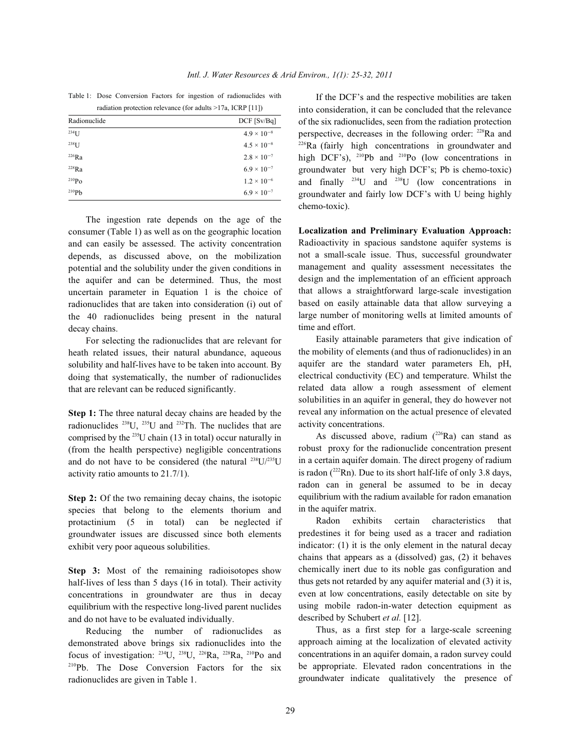Table 1: Dose Conversion Factors for ingestion of radionuclides with radiation protection relevance (for adults >17a, ICRP [11])

| Radionuclide | DCF [Sv/Bq] |
|---|---|
| $^{234}U$ | $4.9 \times 10^{-8}$ |
| $^{238}U$ | $4.5 \times 10^{-8}$ |
| $^{226}Ra$ | $2.8 \times 10^{-7}$ |
| $^{228}Ra$ | $6.9 \times 10^{-7}$ |
| $^{210}Po$ | $1.2 \times 10^{-6}$ |
| $^{210}Pb$ | $6.9 \times 10^{-7}$ |

The ingestion rate depends on the age of the consumer (Table 1) as well as on the geographic location and can easily be assessed. The activity concentration depends, as discussed above, on the mobilization potential and the solubility under the given conditions in the aquifer and can be determined. Thus, the most uncertain parameter in Equation 1 is the choice of radionuclides that are taken into consideration (i) out of the 40 radionuclides being present in the natural decay chains.

For selecting the radionuclides that are relevant for heath related issues, their natural abundance, aqueous solubility and half-lives have to be taken into account. By doing that systematically, the number of radionuclides that are relevant can be reduced significantly.

**Step 1:** The three natural decay chains are headed by the radionuclides $^{238}U$, $^{235}U$ and $^{232}Th$. The nuclides that are comprised by the $^{235}U$ chain (13 in total) occur naturally in (from the health perspective) negligible concentrations and do not have to be considered (the natural $^{238}U/^{235}U$ activity ratio amounts to 21.7/1).

**Step 2:** Of the two remaining decay chains, the isotopic species that belong to the elements thorium and protactinium (5 in total) can be neglected if groundwater issues are discussed since both elements exhibit very poor aqueous solubilities.

**Step 3:** Most of the remaining radioisotopes show half-lives of less than 5 days (16 in total). Their activity concentrations in groundwater are thus in decay equilibrium with the respective long-lived parent nuclides and do not have to be evaluated individually.

Reducing the number of radionuclides as demonstrated above brings six radionuclides into the focus of investigation: $^{234}U$, $^{238}U$, $^{226}Ra$, $^{228}Ra$, $^{210}Po$ and $^{210}Pb$. The Dose Conversion Factors for the six radionuclides are given in Table 1.

If the DCF's and the respective mobilities are taken into consideration, it can be concluded that the relevance of the six radionuclides, seen from the radiation protection perspective, decreases in the following order: $^{228}Ra$ and $^{226}Ra$ (fairly high concentrations in groundwater and high DCF's), $^{210}Pb$ and $^{210}Po$ (low concentrations in groundwater but very high DCF's; Pb is chemo-toxic) and finally $^{234}U$ and $^{238}U$ (low concentrations in groundwater and fairly low DCF's with U being highly chemo-toxic).

**Localization and Preliminary Evaluation Approach:** Radioactivity in spacious sandstone aquifer systems is not a small-scale issue. Thus, successful groundwater management and quality assessment necessitates the design and the implementation of an efficient approach that allows a straightforward large-scale investigation based on easily attainable data that allow surveying a large number of monitoring wells at limited amounts of time and effort.

Easily attainable parameters that give indication of the mobility of elements (and thus of radionuclides) in an aquifer are the standard water parameters Eh, pH, electrical conductivity (EC) and temperature. Whilst the related data allow a rough assessment of element solubilities in an aquifer in general, they do however not reveal any information on the actual presence of elevated activity concentrations.

As discussed above, radium ($^{226}Ra$) can stand as robust proxy for the radionuclide concentration present in a certain aquifer domain. The direct progeny of radium is radon ($^{222}Rn$). Due to its short half-life of only 3.8 days, radon can in general be assumed to be in decay equilibrium with the radium available for radon emanation in the aquifer matrix.

Radon exhibits certain characteristics that predestines it for being used as a tracer and radiation indicator: (1) it is the only element in the natural decay chains that appears as a (dissolved) gas, (2) it behaves chemically inert due to its noble gas configuration and thus gets not retarded by any aquifer material and (3) it is, even at low concentrations, easily detectable on site by using mobile radon-in-water detection equipment as described by Schubert *et al.* [12].

Thus, as a first step for a large-scale screening approach aiming at the localization of elevated activity concentrations in an aquifer domain, a radon survey could be appropriate. Elevated radon concentrations in the groundwater indicate qualitatively the presence of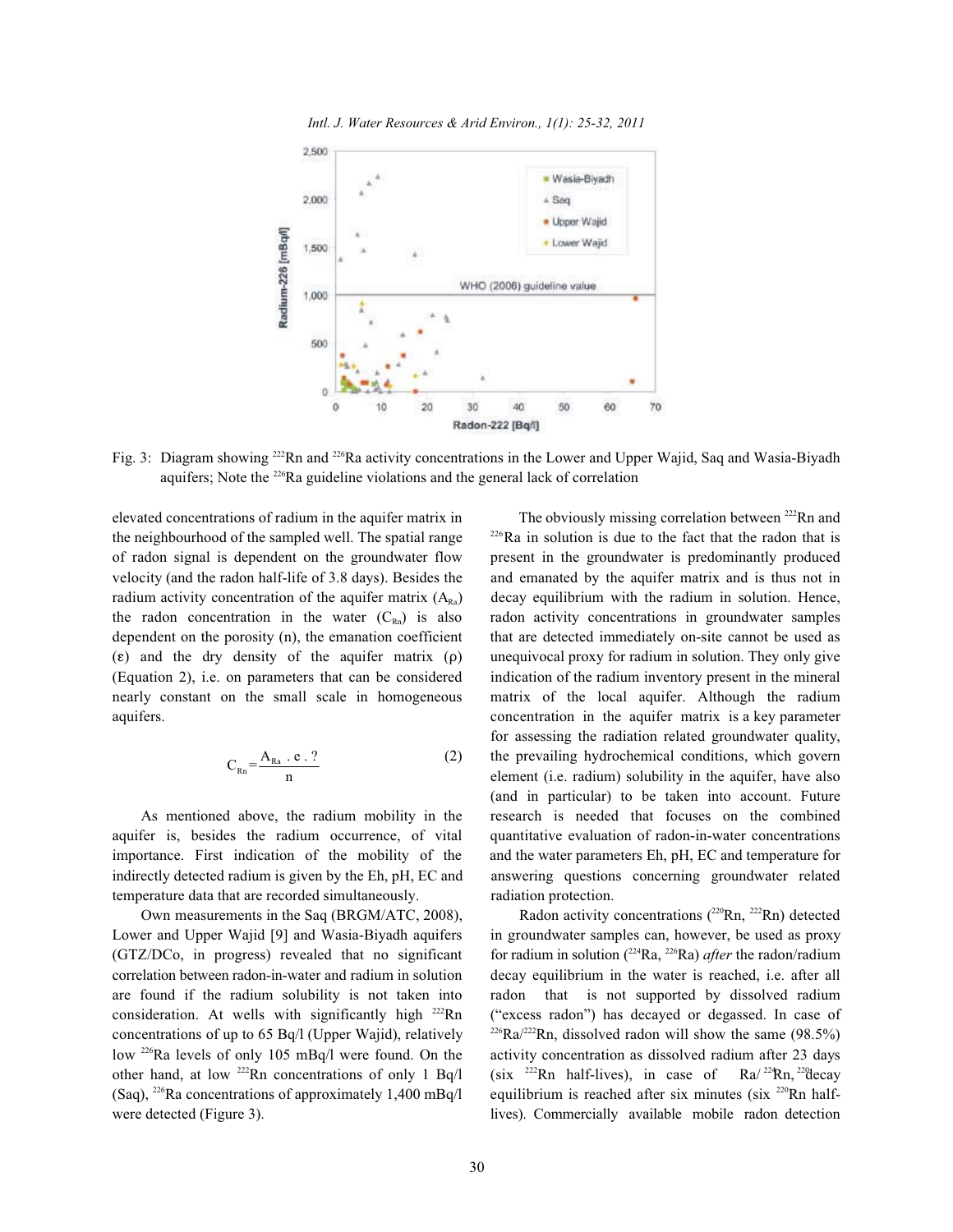Fig. 3: Diagram showing $^{222}$Rn and $^{226}$Ra activity concentrations in the Lower and Upper Wajid, Saq and Wasia-Biyadh aquifers; Note the $^{226}$Ra guideline violations and the general lack of correlation

elevated concentrations of radium in the aquifer matrix in the neighbourhood of the sampled well. The spatial range of radon signal is dependent on the groundwater flow velocity (and the radon half-life of 3.8 days). Besides the radium activity concentration of the aquifer matrix ($A_{Ra}$) the radon concentration in the water ($C_{Rn}$) is also dependent on the porosity (n), the emanation coefficient (ε) and the dry density of the aquifer matrix (ρ) (Equation 2), i.e. on parameters that can be considered nearly constant on the small scale in homogeneous aquifers.

$$C_{Rn} = \frac{A_{Ra} \cdot e \cdot ?}{n} \tag{2}$$

As mentioned above, the radium mobility in the aquifer is, besides the radium occurrence, of vital importance. First indication of the mobility of the indirectly detected radium is given by the Eh, pH, EC and temperature data that are recorded simultaneously.

Own measurements in the Saq (BRGM/ATC, 2008), Lower and Upper Wajid [9] and Wasia-Biyadh aquifers (GTZ/DCo, in progress) revealed that no significant correlation between radon-in-water and radium in solution are found if the radium solubility is not taken into consideration. At wells with significantly high $^{222}$Rn concentrations of up to 65 Bq/l (Upper Wajid), relatively low $^{226}$Ra levels of only 105 mBq/l were found. On the other hand, at low $^{222}$Rn concentrations of only 1 Bq/l (Saq), $^{226}$Ra concentrations of approximately 1,400 mBq/l were detected (Figure 3).

The obviously missing correlation between $^{222}$Rn and $^{226}$Ra in solution is due to the fact that the radon that is present in the groundwater is predominantly produced and emanated by the aquifer matrix and is thus not in decay equilibrium with the radium in solution. Hence, radon activity concentrations in groundwater samples that are detected immediately on-site cannot be used as unequivocal proxy for radium in solution. They only give indication of the radium inventory present in the mineral matrix of the local aquifer. Although the radium concentration in the aquifer matrix is a key parameter for assessing the radiation related groundwater quality, the prevailing hydrochemical conditions, which govern element (i.e. radium) solubility in the aquifer, have also (and in particular) to be taken into account. Future research is needed that focuses on the combined quantitative evaluation of radon-in-water concentrations and the water parameters Eh, pH, EC and temperature for answering questions concerning groundwater related radiation protection.

Radon activity concentrations ($^{220}$Rn, $^{222}$Rn) detected in groundwater samples can, however, be used as proxy for radium in solution ($^{224}$Ra, $^{226}$Ra) *after* the radon/radium decay equilibrium in the water is reached, i.e. after all radon that is not supported by dissolved radium ("excess radon") has decayed or degassed. In case of $^{226}$Ra/$^{222}$Rn, dissolved radon will show the same (98.5%) activity concentration as dissolved radium after 23 days (six $^{222}$Rn half-lives), in case of $^{224}$Ra/$^{220}$Rn, decay equilibrium is reached after six minutes (six $^{220}$Rn half-lives). Commercially available mobile radon detection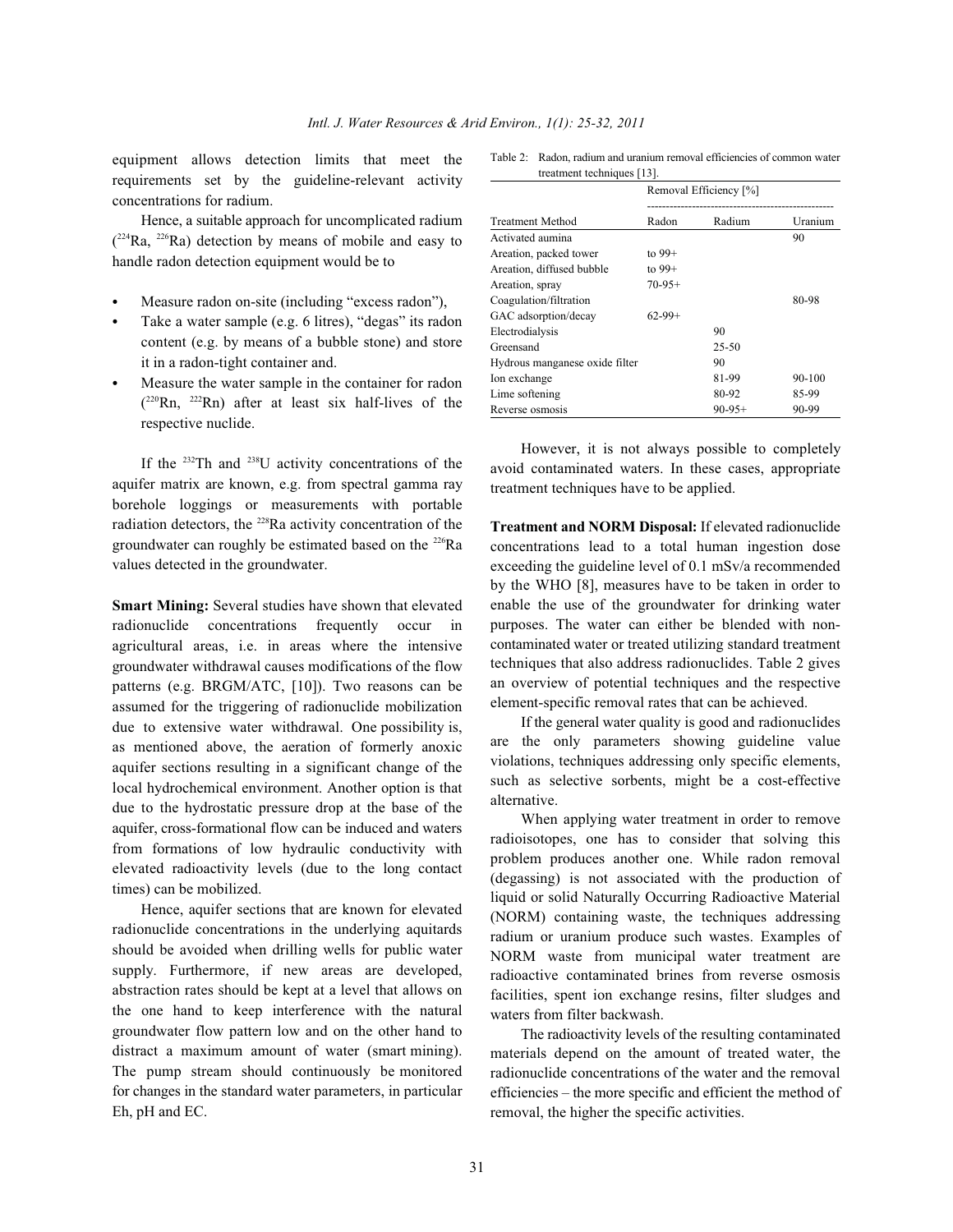equipment allows detection limits that meet the requirements set by the guideline-relevant activity concentrations for radium.

Hence, a suitable approach for uncomplicated radium ($^{224}$Ra, $^{226}$Ra) detection by means of mobile and easy to handle radon detection equipment would be to

- Measure radon on-site (including "excess radon"),
- Take a water sample (e.g. 6 litres), "degas" its radon content (e.g. by means of a bubble stone) and store it in a radon-tight container and.
- Measure the water sample in the container for radon ($^{220}$Rn, $^{222}$Rn) after at least six half-lives of the respective nuclide.

If the $^{232}$Th and $^{238}$U activity concentrations of the aquifer matrix are known, e.g. from spectral gamma ray borehole loggings or measurements with portable radiation detectors, the $^{228}$Ra activity concentration of the groundwater can roughly be estimated based on the $^{226}$Ra values detected in the groundwater.

**Smart Mining:** Several studies have shown that elevated radionuclide concentrations frequently occur in agricultural areas, i.e. in areas where the intensive groundwater withdrawal causes modifications of the flow patterns (e.g. BRGM/ATC, [10]). Two reasons can be assumed for the triggering of radionuclide mobilization due to extensive water withdrawal. One possibility is, as mentioned above, the aeration of formerly anoxic aquifer sections resulting in a significant change of the local hydrochemical environment. Another option is that due to the hydrostatic pressure drop at the base of the aquifer, cross-formational flow can be induced and waters from formations of low hydraulic conductivity with elevated radioactivity levels (due to the long contact times) can be mobilized.

Hence, aquifer sections that are known for elevated radionuclide concentrations in the underlying aquitards should be avoided when drilling wells for public water supply. Furthermore, if new areas are developed, abstraction rates should be kept at a level that allows on the one hand to keep interference with the natural groundwater flow pattern low and on the other hand to distract a maximum amount of water (smart mining). The pump stream should continuously be monitored for changes in the standard water parameters, in particular Eh, pH and EC.

Table 2: Radon, radium and uranium removal efficiencies of common water treatment techniques [13].

| | Removal Efficiency [%] | | |
|---|---|---|---|
| Treatment Method | Radon | Radium | Uranium |
| Activated aumina | | | 90 |
| Areation, packed tower | to 99+ | | |
| Areation, diffused bubble | to 99+ | | |
| Areation, spray | 70-95+ | | |
| Coagulation/filtration | | | 80-98 |
| GAC adsorption/decay | 62-99+ | | |
| Electrodialysis | | 90 | |
| Greensand | | 25-50 | |
| Hydrous manganese oxide filter | | 90 | |
| Ion exchange | | 81-99 | 90-100 |
| Lime softening | | 80-92 | 85-99 |
| Reverse osmosis | | 90-95+ | 90-99 |

However, it is not always possible to completely avoid contaminated waters. In these cases, appropriate treatment techniques have to be applied.

**Treatment and NORM Disposal:** If elevated radionuclide concentrations lead to a total human ingestion dose exceeding the guideline level of 0.1 mSv/a recommended by the WHO [8], measures have to be taken in order to enable the use of the groundwater for drinking water purposes. The water can either be blended with non-contaminated water or treated utilizing standard treatment techniques that also address radionuclides. Table 2 gives an overview of potential techniques and the respective element-specific removal rates that can be achieved.

If the general water quality is good and radionuclides are the only parameters showing guideline value violations, techniques addressing only specific elements, such as selective sorbents, might be a cost-effective alternative.

When applying water treatment in order to remove radioisotopes, one has to consider that solving this problem produces another one. While radon removal (degassing) is not associated with the production of liquid or solid Naturally Occurring Radioactive Material (NORM) containing waste, the techniques addressing radium or uranium produce such wastes. Examples of NORM waste from municipal water treatment are radioactive contaminated brines from reverse osmosis facilities, spent ion exchange resins, filter sludges and waters from filter backwash.

The radioactivity levels of the resulting contaminated materials depend on the amount of treated water, the radionuclide concentrations of the water and the removal efficiencies – the more specific and efficient the method of removal, the higher the specific activities.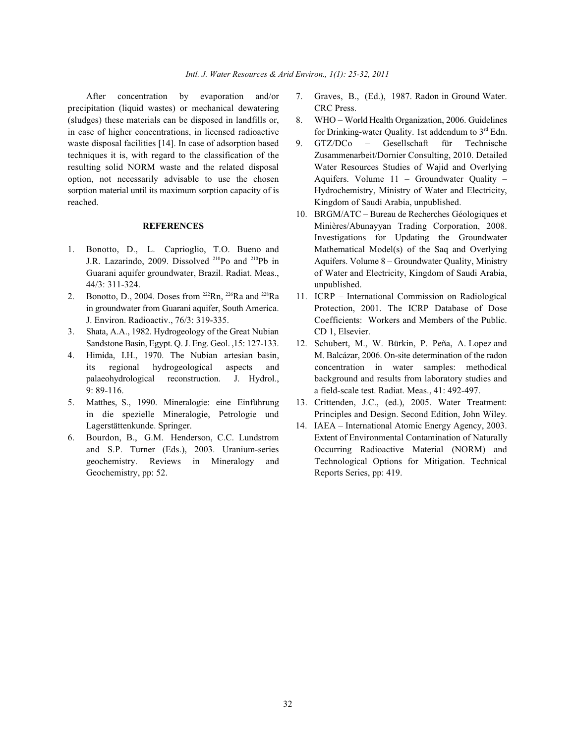After concentration by evaporation and/or precipitation (liquid wastes) or mechanical dewatering (sludges) these materials can be disposed in landfills or, in case of higher concentrations, in licensed radioactive waste disposal facilities [14]. In case of adsorption based techniques it is, with regard to the classification of the resulting solid NORM waste and the related disposal option, not necessarily advisable to use the chosen sorption material until its maximum sorption capacity of is reached.

## REFERENCES

1. Bonotto, D., L. Caprioglio, T.O. Bueno and J.R. Lazarindo, 2009. Dissolved $^{210}$Po and $^{210}$Pb in Guarani aquifer groundwater, Brazil. Radiat. Meas., 44/3: 311-324.
2. Bonotto, D., 2004. Doses from $^{222}$Rn, $^{226}$Ra and $^{228}$Ra in groundwater from Guarani aquifer, South America. J. Environ. Radioactiv., 76/3: 319-335.
3. Shata, A.A., 1982. Hydrogeology of the Great Nubian Sandstone Basin, Egypt. Q. J. Eng. Geol. ,15: 127-133.
4. Himida, I.H., 1970. The Nubian artesian basin, its regional hydrogeological aspects and palaeohydrological reconstruction. J. Hydrol., 9: 89-116.
5. Matthes, S., 1990. Mineralogie: eine Einführung in die spezielle Mineralogie, Petrologie und Lagerstättenkunde. Springer.
6. Bourdon, B., G.M. Henderson, C.C. Lundstrom and S.P. Turner (Eds.), 2003. Uranium-series geochemistry. Reviews in Mineralogy and Geochemistry, pp: 52.
7. Graves, B., (Ed.), 1987. Radon in Ground Water. CRC Press.
8. WHO – World Health Organization, 2006. Guidelines for Drinking-water Quality. 1st addendum to 3rd Edn.
9. GTZ/DCo – Gesellschaft für Technische Zusammenarbeit/Dornier Consulting, 2010. Detailed Water Resources Studies of Wajid and Overlying Aquifers. Volume 11 – Groundwater Quality – Hydrochemistry, Ministry of Water and Electricity, Kingdom of Saudi Arabia, unpublished.
10. BRGM/ATC – Bureau de Recherches Géologiques et Minières/Abunayyan Trading Corporation, 2008. Investigations for Updating the Groundwater Mathematical Model(s) of the Saq and Overlying Aquifers. Volume 8 – Groundwater Quality, Ministry of Water and Electricity, Kingdom of Saudi Arabia, unpublished.
11. ICRP – International Commission on Radiological Protection, 2001. The ICRP Database of Dose Coefficients: Workers and Members of the Public. CD 1, Elsevier.
12. Schubert, M., W. Bürkin, P. Peña, A. Lopez and M. Balcázar, 2006. On-site determination of the radon concentration in water samples: methodical background and results from laboratory studies and a field-scale test. Radiat. Meas., 41: 492-497.
13. Crittenden, J.C., (ed.), 2005. Water Treatment: Principles and Design. Second Edition, John Wiley.
14. IAEA – International Atomic Energy Agency, 2003. Extent of Environmental Contamination of Naturally Occurring Radioactive Material (NORM) and Technological Options for Mitigation. Technical Reports Series, pp: 419.